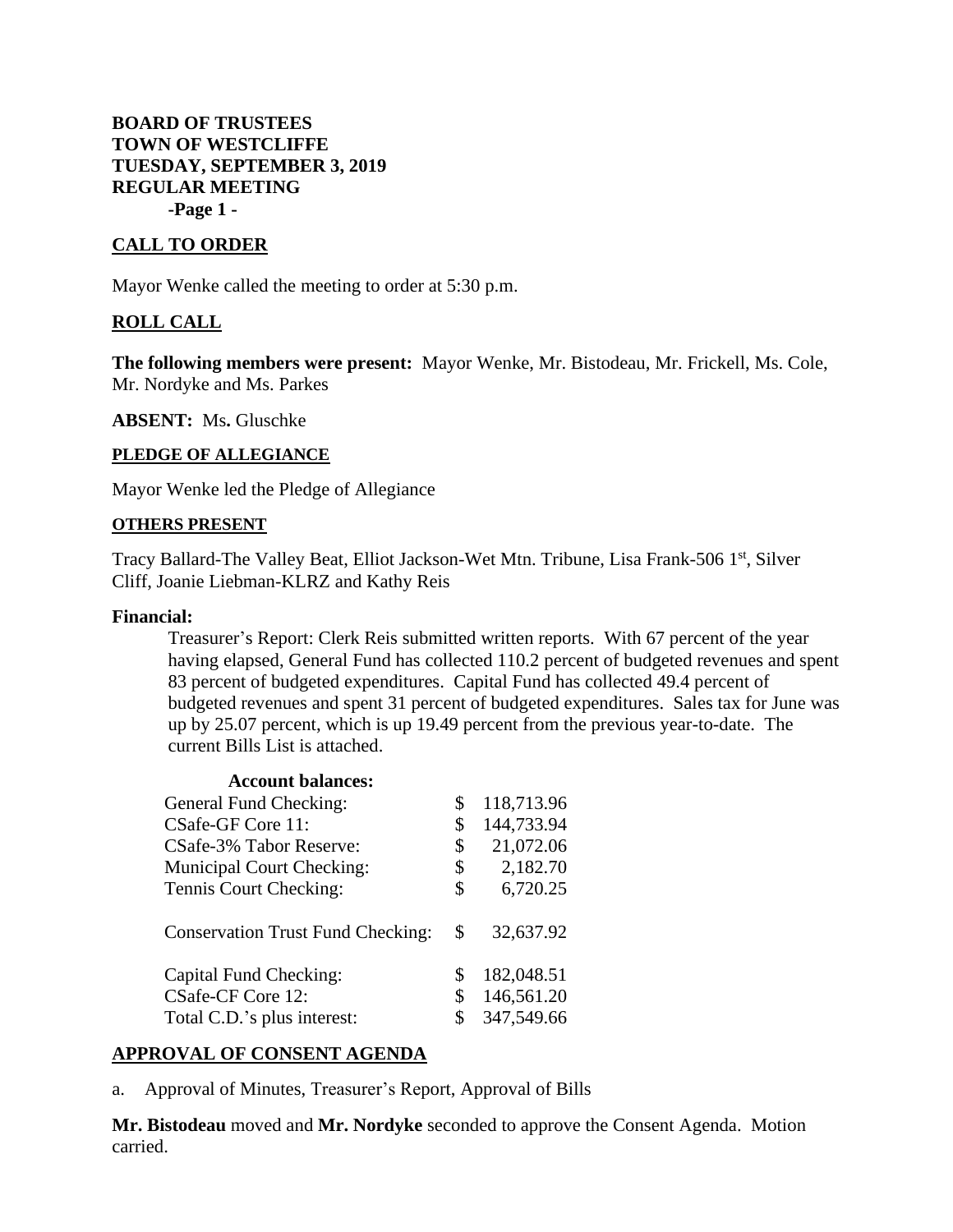**BOARD OF TRUSTEES**
**TOWN OF WESTCLIFFE**
**TUESDAY, SEPTEMBER 3, 2019**
**REGULAR MEETING**
**-Page 1 -**

## CALL TO ORDER

Mayor Wenke called the meeting to order at 5:30 p.m.

## ROLL CALL

**The following members were present:** Mayor Wenke, Mr. Bistodeau, Mr. Frickell, Ms. Cole, Mr. Nordyke and Ms. Parkes

**ABSENT:** Ms**.** Gluschke

### PLEDGE OF ALLEGIANCE

Mayor Wenke led the Pledge of Allegiance

### OTHERS PRESENT

Tracy Ballard-The Valley Beat, Elliot Jackson-Wet Mtn. Tribune, Lisa Frank-506 1st, Silver Cliff, Joanie Liebman-KLRZ and Kathy Reis

**Financial:**

Treasurer's Report: Clerk Reis submitted written reports. With 67 percent of the year having elapsed, General Fund has collected 110.2 percent of budgeted revenues and spent 83 percent of budgeted expenditures. Capital Fund has collected 49.4 percent of budgeted revenues and spent 31 percent of budgeted expenditures. Sales tax for June was up by 25.07 percent, which is up 19.49 percent from the previous year-to-date. The current Bills List is attached.

**Account balances:**

| Account | Balance |
|---|---|
| General Fund Checking: | $ 118,713.96 |
| CSafe-GF Core 11: | $ 144,733.94 |
| CSafe-3% Tabor Reserve: | $ 21,072.06 |
| Municipal Court Checking: | $ 2,182.70 |
| Tennis Court Checking: | $ 6,720.25 |
| Conservation Trust Fund Checking: | $ 32,637.92 |
| Capital Fund Checking: | $ 182,048.51 |
| CSafe-CF Core 12: | $ 146,561.20 |
| Total C.D.'s plus interest: | $ 347,549.66 |

## APPROVAL OF CONSENT AGENDA

a. Approval of Minutes, Treasurer's Report, Approval of Bills

**Mr. Bistodeau** moved and **Mr. Nordyke** seconded to approve the Consent Agenda. Motion carried.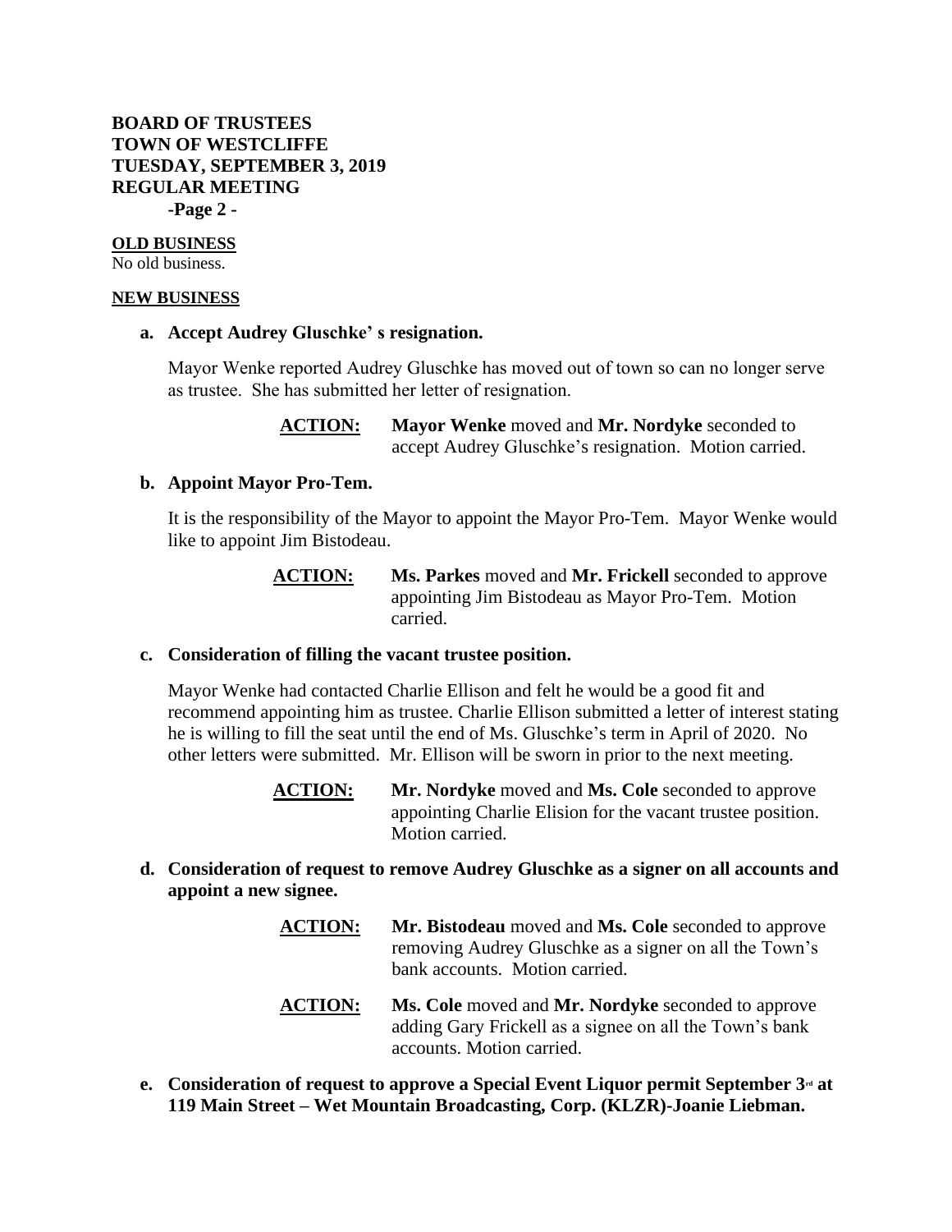**OLD BUSINESS**

No old business.

**NEW BUSINESS**

**a. Accept Audrey Gluschke' s resignation.**

Mayor Wenke reported Audrey Gluschke has moved out of town so can no longer serve as trustee. She has submitted her letter of resignation.

> **ACTION:** **Mayor Wenke** moved and **Mr. Nordyke** seconded to accept Audrey Gluschke's resignation. Motion carried.

**b. Appoint Mayor Pro-Tem.**

It is the responsibility of the Mayor to appoint the Mayor Pro-Tem. Mayor Wenke would like to appoint Jim Bistodeau.

> **ACTION:** **Ms. Parkes** moved and **Mr. Frickell** seconded to approve appointing Jim Bistodeau as Mayor Pro-Tem. Motion carried.

**c. Consideration of filling the vacant trustee position.**

Mayor Wenke had contacted Charlie Ellison and felt he would be a good fit and recommend appointing him as trustee. Charlie Ellison submitted a letter of interest stating he is willing to fill the seat until the end of Ms. Gluschke's term in April of 2020. No other letters were submitted. Mr. Ellison will be sworn in prior to the next meeting.

> **ACTION:** **Mr. Nordyke** moved and **Ms. Cole** seconded to approve appointing Charlie Elision for the vacant trustee position. Motion carried.

**d. Consideration of request to remove Audrey Gluschke as a signer on all accounts and appoint a new signee.**

> **ACTION:** **Mr. Bistodeau** moved and **Ms. Cole** seconded to approve removing Audrey Gluschke as a signer on all the Town's bank accounts. Motion carried.

> **ACTION:** **Ms. Cole** moved and **Mr. Nordyke** seconded to approve adding Gary Frickell as a signee on all the Town's bank accounts. Motion carried.

**e. Consideration of request to approve a Special Event Liquor permit September 3rd at 119 Main Street – Wet Mountain Broadcasting, Corp. (KLZR)-Joanie Liebman.**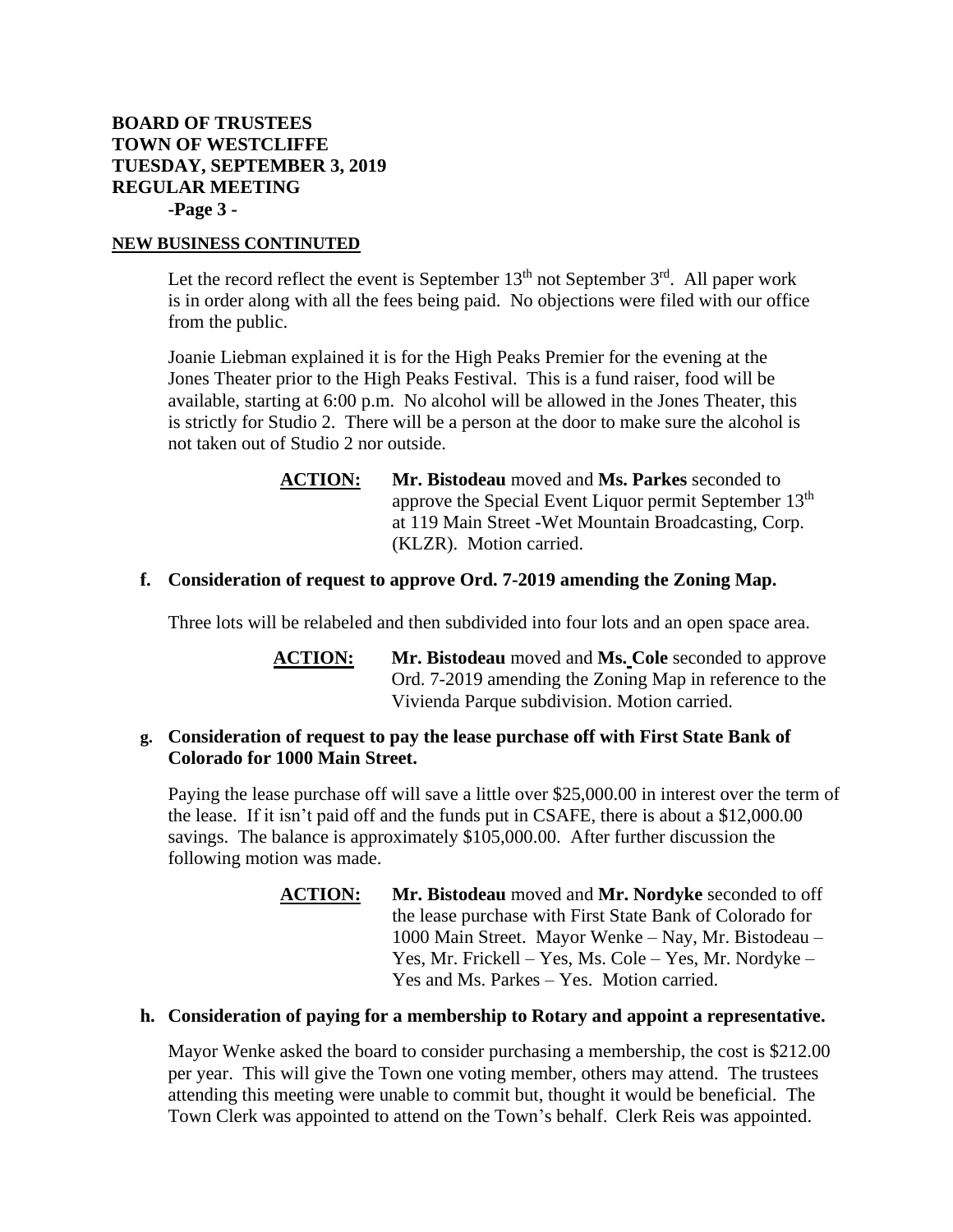**BOARD OF TRUSTEES**
**TOWN OF WESTCLIFFE**
**TUESDAY, SEPTEMBER 3, 2019**
**REGULAR MEETING**

**NEW BUSINESS CONTINTUED**

Let the record reflect the event is September 13th not September 3rd. All paper work is in order along with all the fees being paid. No objections were filed with our office from the public.

Joanie Liebman explained it is for the High Peaks Premier for the evening at the Jones Theater prior to the High Peaks Festival. This is a fund raiser, food will be available, starting at 6:00 p.m. No alcohol will be allowed in the Jones Theater, this is strictly for Studio 2. There will be a person at the door to make sure the alcohol is not taken out of Studio 2 nor outside.

> **ACTION:** **Mr. Bistodeau** moved and **Ms. Parkes** seconded to approve the Special Event Liquor permit September 13th at 119 Main Street -Wet Mountain Broadcasting, Corp. (KLZR). Motion carried.

**f. Consideration of request to approve Ord. 7-2019 amending the Zoning Map.**

Three lots will be relabeled and then subdivided into four lots and an open space area.

> **ACTION:** **Mr. Bistodeau** moved and **Ms. Cole** seconded to approve Ord. 7-2019 amending the Zoning Map in reference to the Vivienda Parque subdivision. Motion carried.

**g. Consideration of request to pay the lease purchase off with First State Bank of Colorado for 1000 Main Street.**

Paying the lease purchase off will save a little over $25,000.00 in interest over the term of the lease. If it isn't paid off and the funds put in CSAFE, there is about a $12,000.00 savings. The balance is approximately $105,000.00. After further discussion the following motion was made.

> **ACTION:** **Mr. Bistodeau** moved and **Mr. Nordyke** seconded to off the lease purchase with First State Bank of Colorado for 1000 Main Street. Mayor Wenke – Nay, Mr. Bistodeau – Yes, Mr. Frickell – Yes, Ms. Cole – Yes, Mr. Nordyke – Yes and Ms. Parkes – Yes. Motion carried.

**h. Consideration of paying for a membership to Rotary and appoint a representative.**

Mayor Wenke asked the board to consider purchasing a membership, the cost is $212.00 per year. This will give the Town one voting member, others may attend. The trustees attending this meeting were unable to commit but, thought it would be beneficial. The Town Clerk was appointed to attend on the Town's behalf. Clerk Reis was appointed.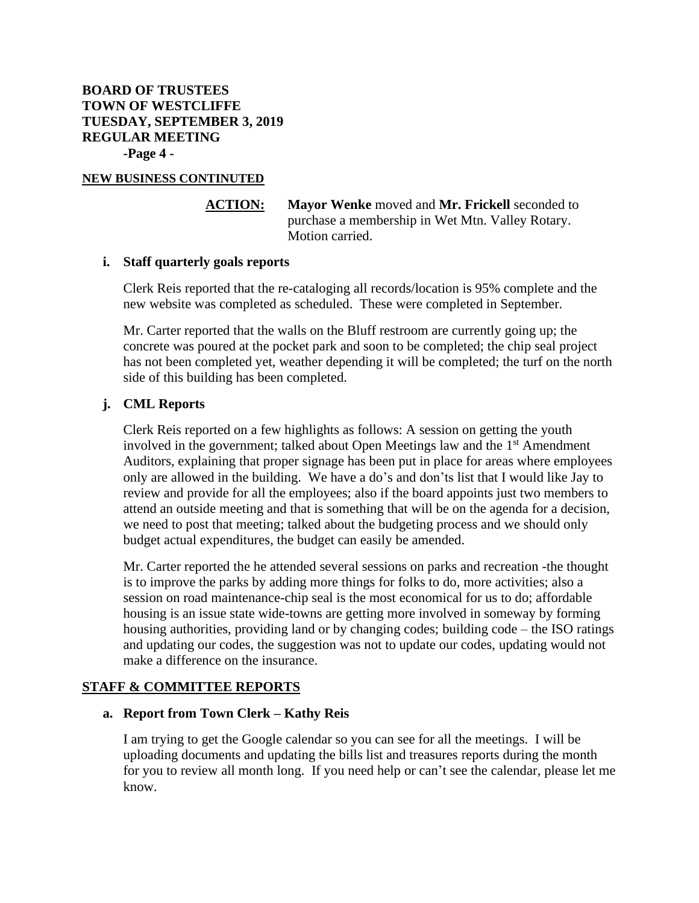**NEW BUSINESS CONTINUTED**

**ACTION:** **Mayor Wenke** moved and **Mr. Frickell** seconded to purchase a membership in Wet Mtn. Valley Rotary. Motion carried.

**i. Staff quarterly goals reports**

Clerk Reis reported that the re-cataloging all records/location is 95% complete and the new website was completed as scheduled. These were completed in September.

Mr. Carter reported that the walls on the Bluff restroom are currently going up; the concrete was poured at the pocket park and soon to be completed; the chip seal project has not been completed yet, weather depending it will be completed; the turf on the north side of this building has been completed.

**j. CML Reports**

Clerk Reis reported on a few highlights as follows: A session on getting the youth involved in the government; talked about Open Meetings law and the 1st Amendment Auditors, explaining that proper signage has been put in place for areas where employees only are allowed in the building. We have a do's and don'ts list that I would like Jay to review and provide for all the employees; also if the board appoints just two members to attend an outside meeting and that is something that will be on the agenda for a decision, we need to post that meeting; talked about the budgeting process and we should only budget actual expenditures, the budget can easily be amended.

Mr. Carter reported the he attended several sessions on parks and recreation -the thought is to improve the parks by adding more things for folks to do, more activities; also a session on road maintenance-chip seal is the most economical for us to do; affordable housing is an issue state wide-towns are getting more involved in someway by forming housing authorities, providing land or by changing codes; building code – the ISO ratings and updating our codes, the suggestion was not to update our codes, updating would not make a difference on the insurance.

**STAFF & COMMITTEE REPORTS**

**a. Report from Town Clerk – Kathy Reis**

I am trying to get the Google calendar so you can see for all the meetings. I will be uploading documents and updating the bills list and treasures reports during the month for you to review all month long. If you need help or can't see the calendar, please let me know.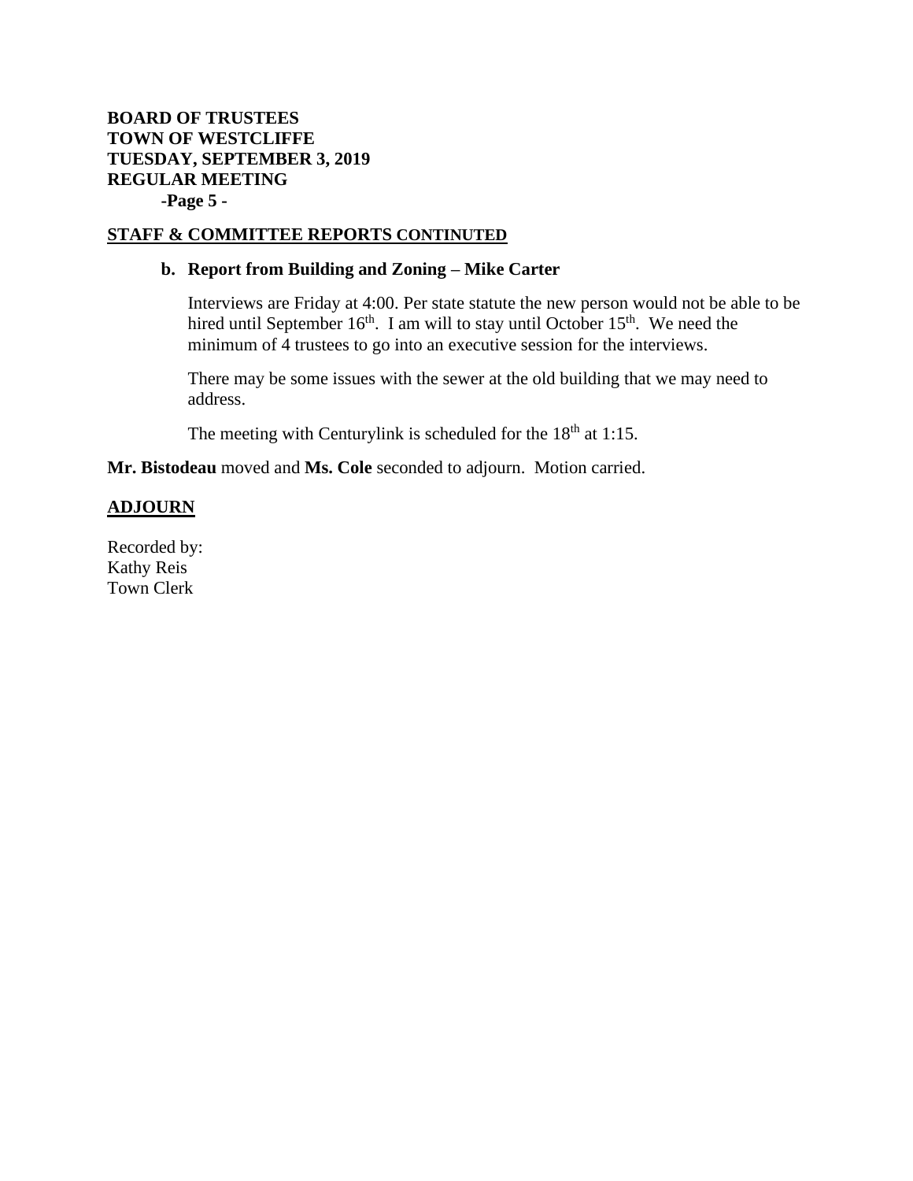**BOARD OF TRUSTEES**
**TOWN OF WESTCLIFFE**
**TUESDAY, SEPTEMBER 3, 2019**
**REGULAR MEETING**
**-Page 5 -**

## STAFF & COMMITTEE REPORTS CONTINUTED

**b. Report from Building and Zoning – Mike Carter**

Interviews are Friday at 4:00. Per state statute the new person would not be able to be hired until September 16th. I am will to stay until October 15th. We need the minimum of 4 trustees to go into an executive session for the interviews.

There may be some issues with the sewer at the old building that we may need to address.

The meeting with Centurylink is scheduled for the 18th at 1:15.

**Mr. Bistodeau** moved and **Ms. Cole** seconded to adjourn. Motion carried.

## ADJOURN

Recorded by:
Kathy Reis
Town Clerk